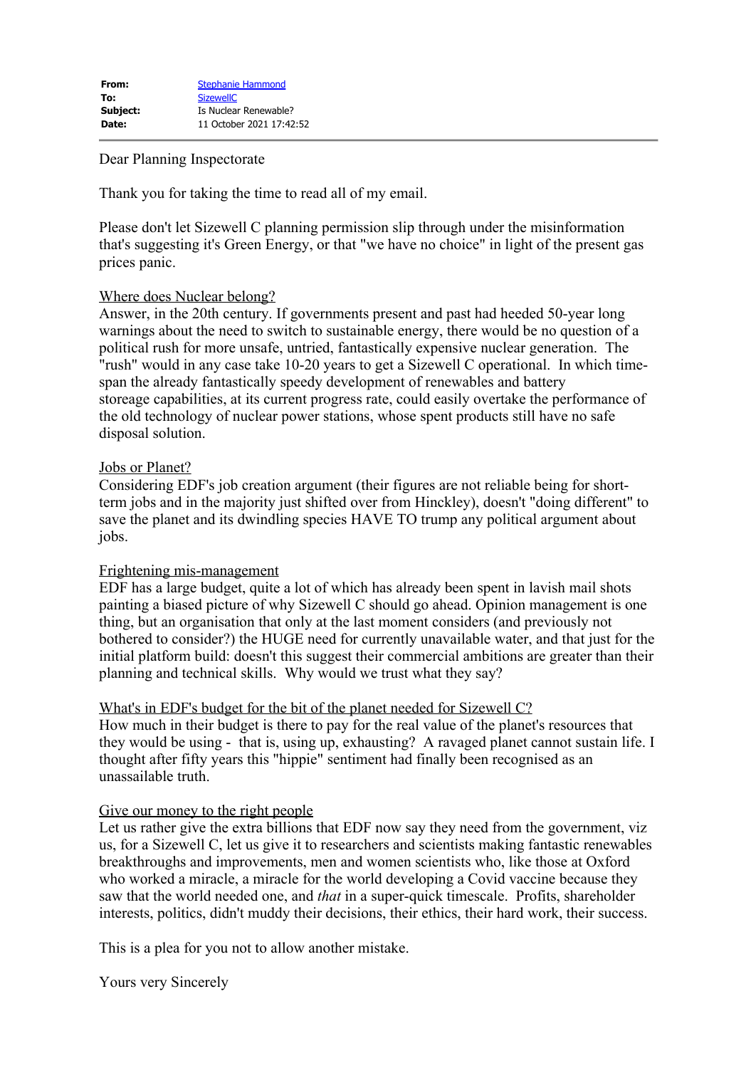| | |
|---|---|
| **From:** | Stephanie Hammond |
| **To:** | SizewellC |
| **Subject:** | Is Nuclear Renewable? |
| **Date:** | 11 October 2021 17:42:52 |

Dear Planning Inspectorate

Thank you for taking the time to read all of my email.

Please don't let Sizewell C planning permission slip through under the misinformation that's suggesting it's Green Energy, or that "we have no choice" in light of the present gas prices panic.

Where does Nuclear belong?

Answer, in the 20th century. If governments present and past had heeded 50-year long warnings about the need to switch to sustainable energy, there would be no question of a political rush for more unsafe, untried, fantastically expensive nuclear generation. The "rush" would in any case take 10-20 years to get a Sizewell C operational. In which time-span the already fantastically speedy development of renewables and battery storage capabilities, at its current progress rate, could easily overtake the performance of the old technology of nuclear power stations, whose spent products still have no safe disposal solution.

Jobs or Planet?

Considering EDF's job creation argument (their figures are not reliable being for short-term jobs and in the majority just shifted over from Hinckley), doesn't "doing different" to save the planet and its dwindling species HAVE TO trump any political argument about jobs.

Frightening mis-management

EDF has a large budget, quite a lot of which has already been spent in lavish mail shots painting a biased picture of why Sizewell C should go ahead. Opinion management is one thing, but an organisation that only at the last moment considers (and previously not bothered to consider?) the HUGE need for currently unavailable water, and that just for the initial platform build: doesn't this suggest their commercial ambitions are greater than their planning and technical skills. Why would we trust what they say?

What's in EDF's budget for the bit of the planet needed for Sizewell C?

How much in their budget is there to pay for the real value of the planet's resources that they would be using - that is, using up, exhausting? A ravaged planet cannot sustain life. I thought after fifty years this "hippie" sentiment had finally been recognised as an unassailable truth.

Give our money to the right people

Let us rather give the extra billions that EDF now say they need from the government, viz us, for a Sizewell C, let us give it to researchers and scientists making fantastic renewables breakthroughs and improvements, men and women scientists who, like those at Oxford who worked a miracle, a miracle for the world developing a Covid vaccine because they saw that the world needed one, and *that* in a super-quick timescale. Profits, shareholder interests, politics, didn't muddy their decisions, their ethics, their hard work, their success.

This is a plea for you not to allow another mistake.

Yours very Sincerely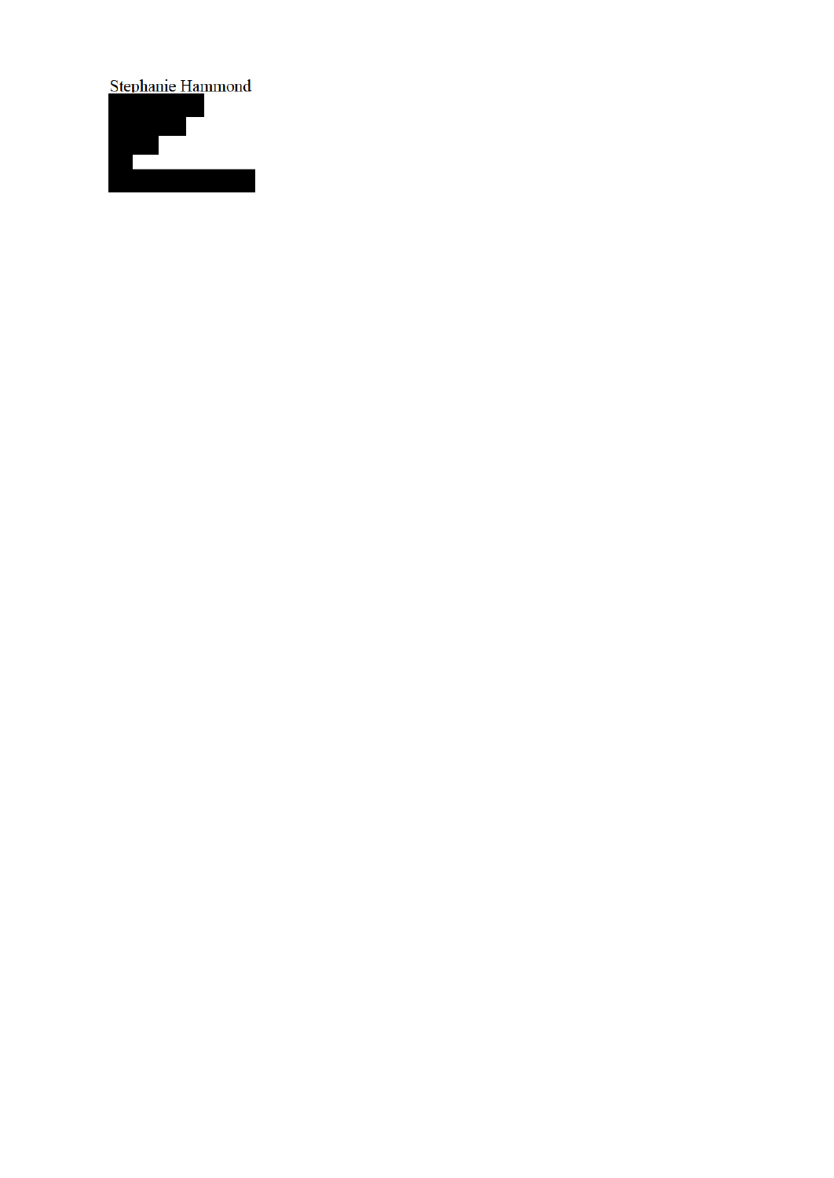Stephanie Hammond